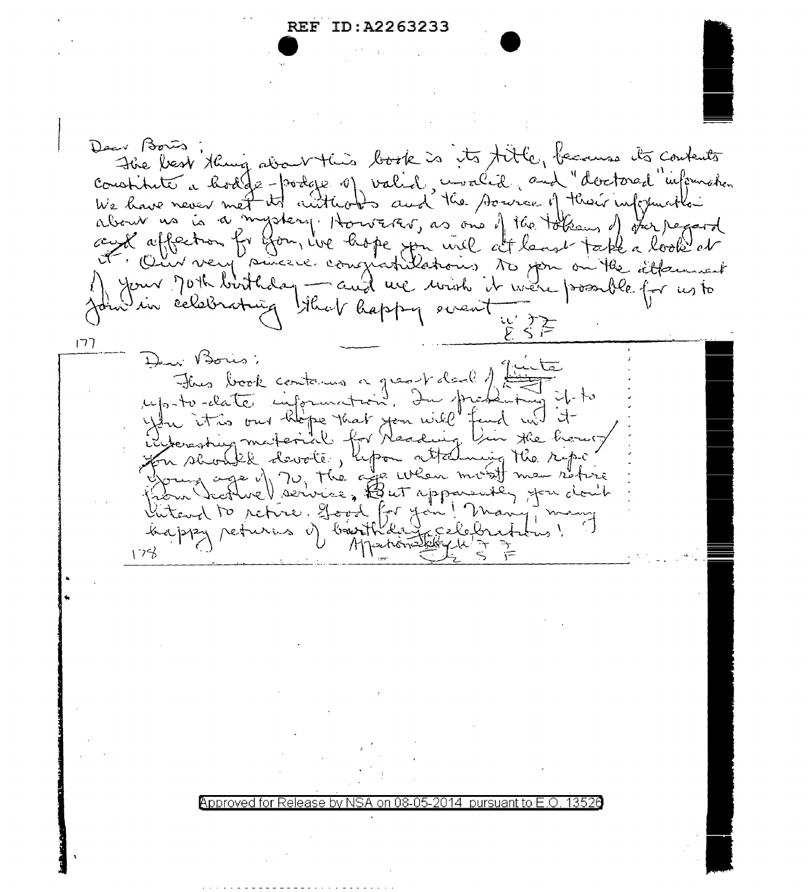REF ID:A2263233

Dear Boris;
The best thing about this book is its title, because its contents constitute a hodge-podge of valid, invalid, and "doctored" information. We have never met its authors and the source of their information about us is a mystery. However, as one of the tokens of our regard and affection for you, we hope you will at least take a look at it. Our very sincere congratulations to you on the attainment of your 70th birthday — and we wish it were possible for us to join in celebrating that happy event.

W. F. F.
E. S. F.

177

Dear Boris:
This book contains a great deal of quite up-to-date information. In presenting it to you it is our hope that you will find in it interesting material for reading in the hours you should devote, upon attaining the ripe young age of 70, the age when most men retire from (active) service. But apparently you don't intend to retire. Good for you! Many, many happy returns of birthday celebrations!

Affectionately W. F. F.
E. S. F.

178

Approved for Release by NSA on 08-05-2014 pursuant to E.O. 13526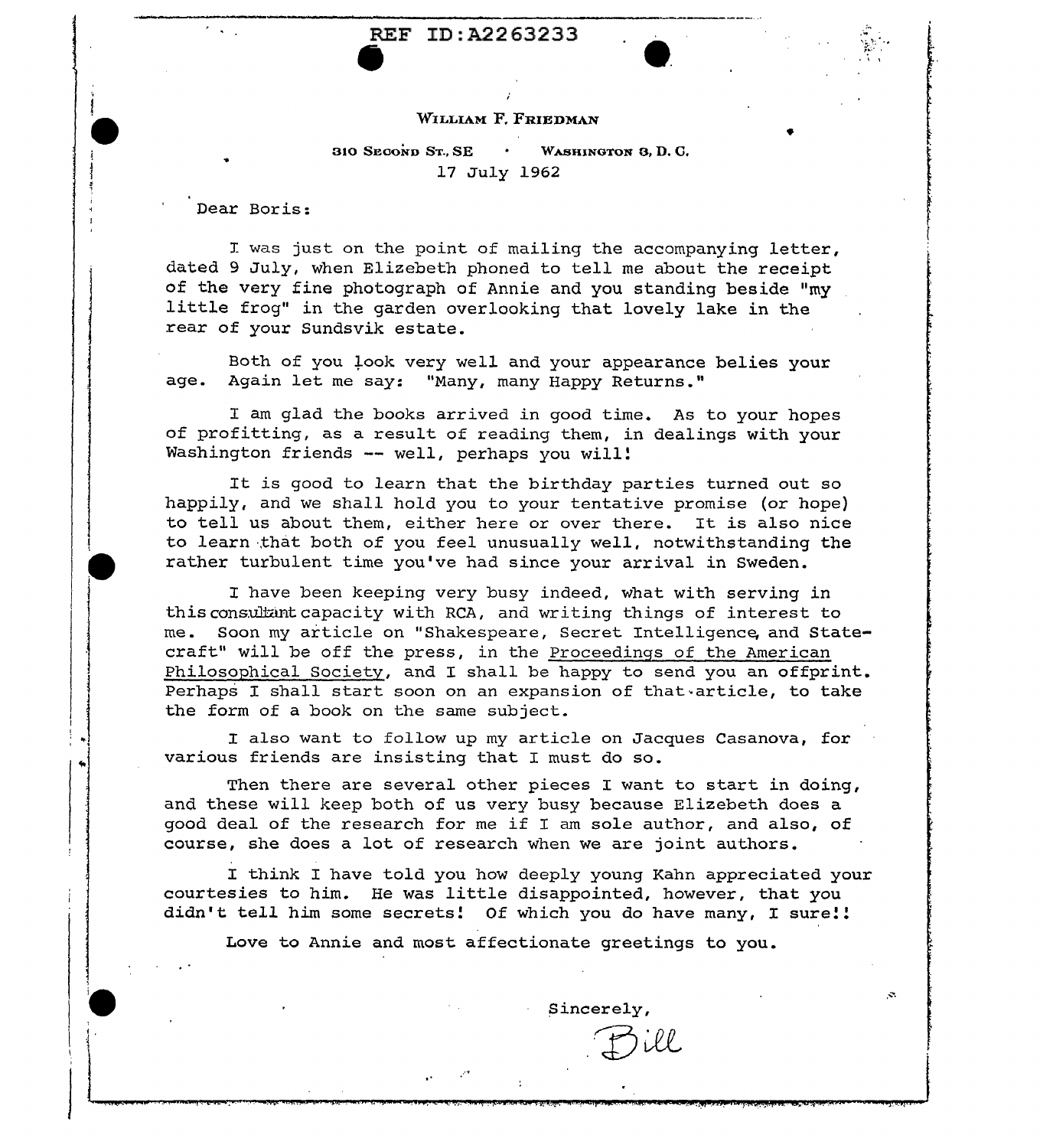REF ID:A2263233

WILLIAM F. FRIEDMAN

310 SECOND ST., SE • WASHINGTON 3, D. C.
17 July 1962

Dear Boris:

I was just on the point of mailing the accompanying letter, dated 9 July, when Elizebeth phoned to tell me about the receipt of the very fine photograph of Annie and you standing beside "my little frog" in the garden overlooking that lovely lake in the rear of your Sundsvik estate.

Both of you look very well and your appearance belies your age. Again let me say: "Many, many Happy Returns."

I am glad the books arrived in good time. As to your hopes of profitting, as a result of reading them, in dealings with your Washington friends -- well, perhaps you will!

It is good to learn that the birthday parties turned out so happily, and we shall hold you to your tentative promise (or hope) to tell us about them, either here or over there. It is also nice to learn that both of you feel unusually well, notwithstanding the rather turbulent time you've had since your arrival in Sweden.

I have been keeping very busy indeed, what with serving in this consultant capacity with RCA, and writing things of interest to me. Soon my article on "Shakespeare, Secret Intelligence, and State-craft" will be off the press, in the Proceedings of the American Philosophical Society, and I shall be happy to send you an offprint. Perhaps I shall start soon on an expansion of that article, to take the form of a book on the same subject.

I also want to follow up my article on Jacques Casanova, for various friends are insisting that I must do so.

Then there are several other pieces I want to start in doing, and these will keep both of us very busy because Elizebeth does a good deal of the research for me if I am sole author, and also, of course, she does a lot of research when we are joint authors.

I think I have told you how deeply young Kahn appreciated your courtesies to him. He was little disappointed, however, that you didn't tell him some secrets! Of which you do have many, I sure!!

Love to Annie and most affectionate greetings to you.

Sincerely,

Bill